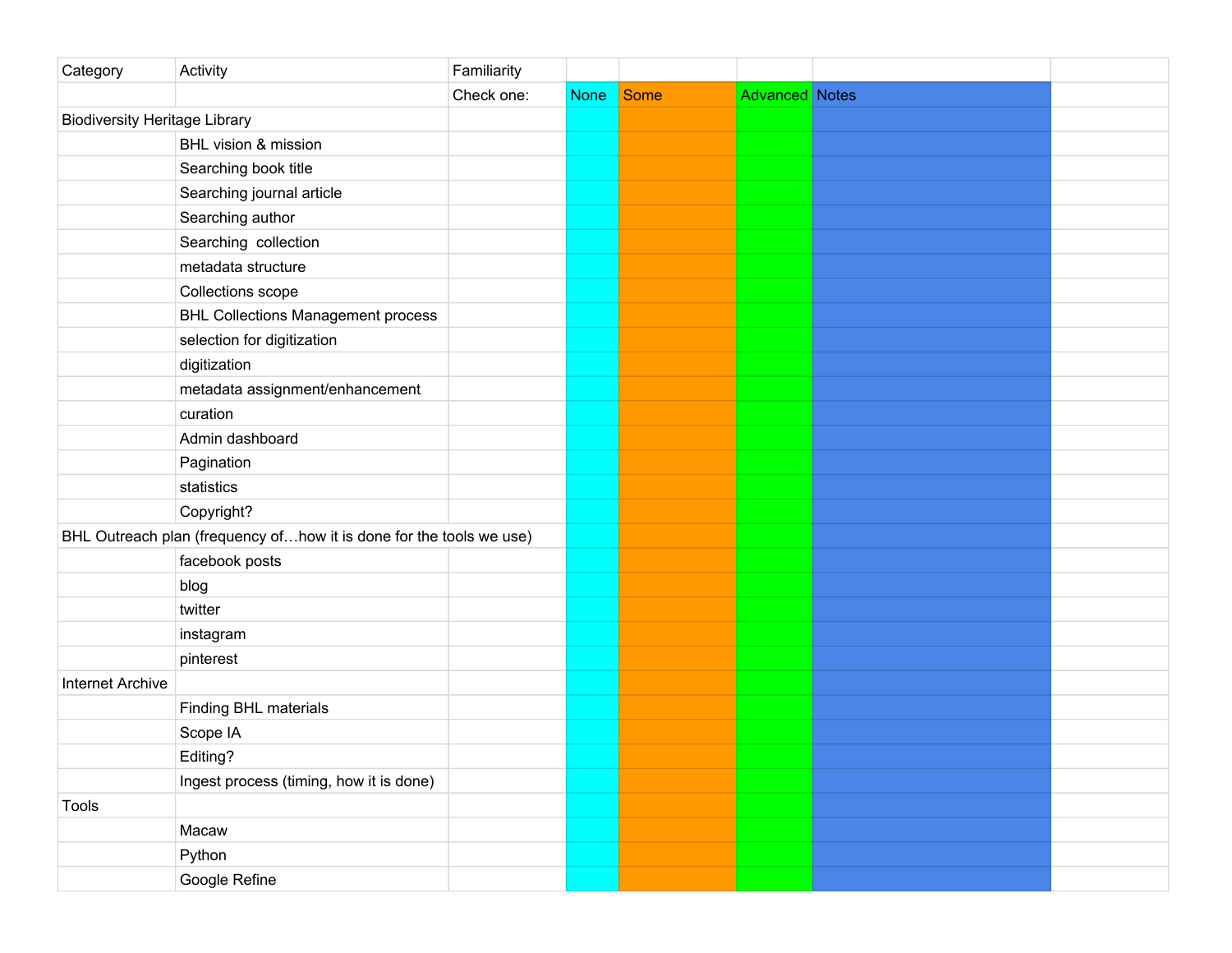| Category | Activity | Familiarity | | | | | |
|---|---|---|---|---|---|---|---|
| | | Check one: | None | Some | Advanced | Notes | |
| Biodiversity Heritage Library | | | | | | | |
| | BHL vision & mission | | | | | | |
| | Searching book title | | | | | | |
| | Searching journal article | | | | | | |
| | Searching author | | | | | | |
| | Searching collection | | | | | | |
| | metadata structure | | | | | | |
| | Collections scope | | | | | | |
| | BHL Collections Management process | | | | | | |
| | selection for digitization | | | | | | |
| | digitization | | | | | | |
| | metadata assignment/enhancement | | | | | | |
| | curation | | | | | | |
| | Admin dashboard | | | | | | |
| | Pagination | | | | | | |
| | statistics | | | | | | |
| | Copyright? | | | | | | |
| BHL Outreach plan (frequency of…how it is done for the tools we use) | | | | | | | |
| | facebook posts | | | | | | |
| | blog | | | | | | |
| | twitter | | | | | | |
| | instagram | | | | | | |
| | pinterest | | | | | | |
| Internet Archive | | | | | | | |
| | Finding BHL materials | | | | | | |
| | Scope IA | | | | | | |
| | Editing? | | | | | | |
| | Ingest process (timing, how it is done) | | | | | | |
| Tools | | | | | | | |
| | Macaw | | | | | | |
| | Python | | | | | | |
| | Google Refine | | | | | | |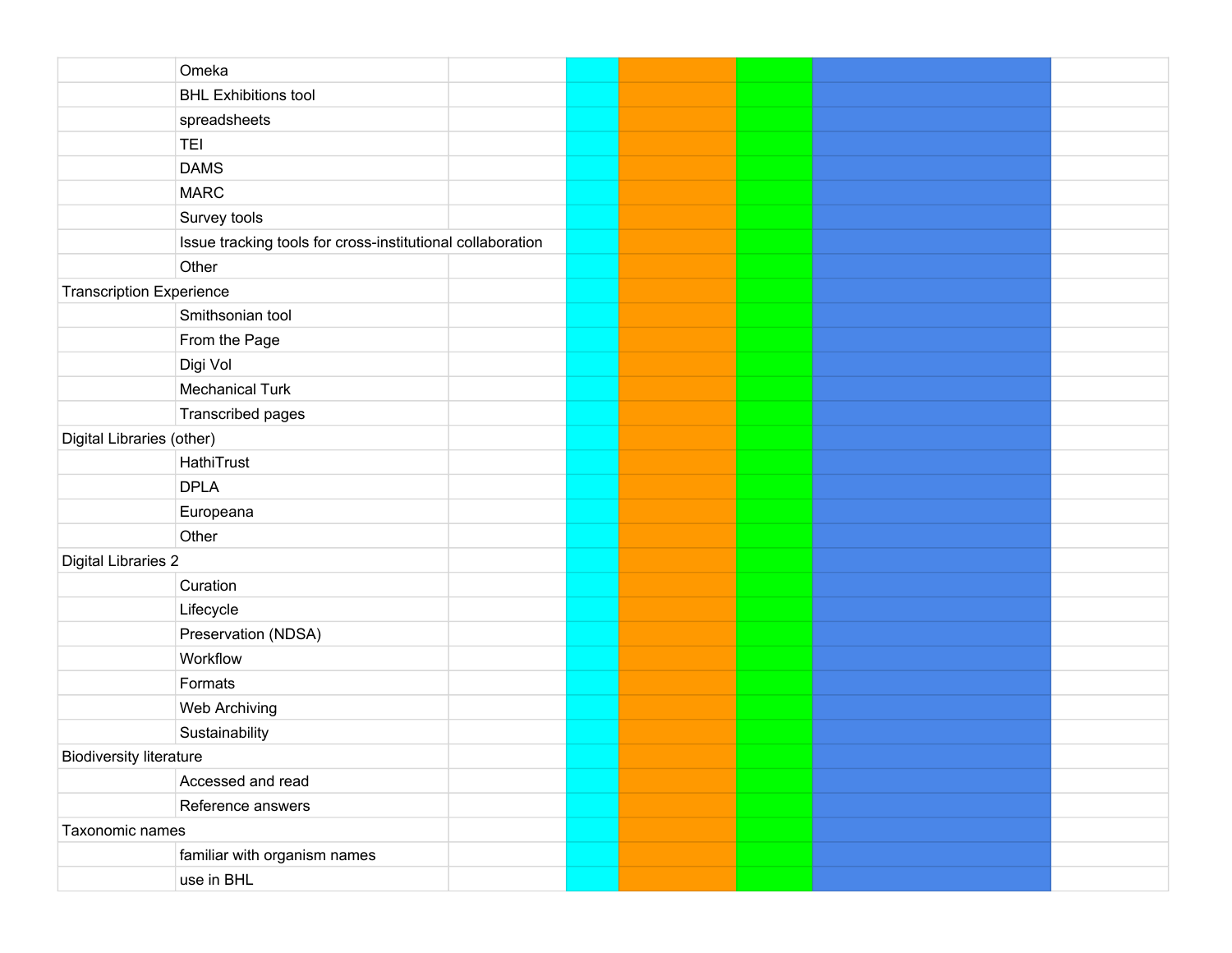| | | | | | | | |
|---|---|---|---|---|---|---|---|
| | Omeka | | | | | | |
| | BHL Exhibitions tool | | | | | | |
| | spreadsheets | | | | | | |
| | TEI | | | | | | |
| | DAMS | | | | | | |
| | MARC | | | | | | |
| | Survey tools | | | | | | |
| | Issue tracking tools for cross-institutional collaboration | | | | | | |
| | Other | | | | | | |
| Transcription Experience | | | | | | | |
| | Smithsonian tool | | | | | | |
| | From the Page | | | | | | |
| | Digi Vol | | | | | | |
| | Mechanical Turk | | | | | | |
| | Transcribed pages | | | | | | |
| Digital Libraries (other) | | | | | | | |
| | HathiTrust | | | | | | |
| | DPLA | | | | | | |
| | Europeana | | | | | | |
| | Other | | | | | | |
| Digital Libraries 2 | | | | | | | |
| | Curation | | | | | | |
| | Lifecycle | | | | | | |
| | Preservation (NDSA) | | | | | | |
| | Workflow | | | | | | |
| | Formats | | | | | | |
| | Web Archiving | | | | | | |
| | Sustainability | | | | | | |
| Biodiversity literature | | | | | | | |
| | Accessed and read | | | | | | |
| | Reference answers | | | | | | |
| Taxonomic names | | | | | | | |
| | familiar with organism names | | | | | | |
| | use in BHL | | | | | | |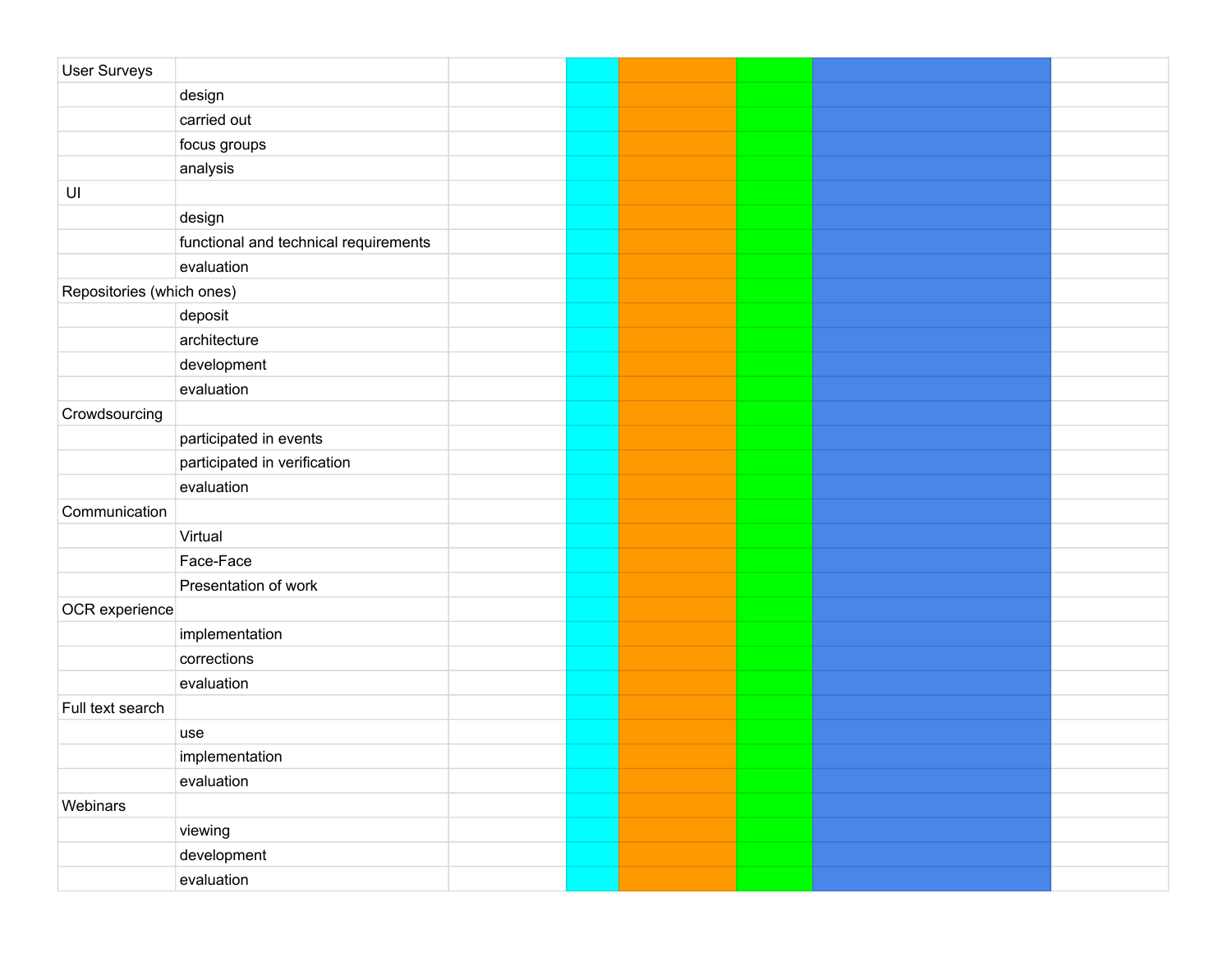| | | | | | | | |
|---|---|---|---|---|---|---|---|
| User Surveys | | | | | | | |
| | design | | | | | | |
| | carried out | | | | | | |
| | focus groups | | | | | | |
| | analysis | | | | | | |
| UI | | | | | | | |
| | design | | | | | | |
| | functional and technical requirements | | | | | | |
| | evaluation | | | | | | |
| Repositories (which ones) | | | | | | | |
| | deposit | | | | | | |
| | architecture | | | | | | |
| | development | | | | | | |
| | evaluation | | | | | | |
| Crowdsourcing | | | | | | | |
| | participated in events | | | | | | |
| | participated in verification | | | | | | |
| | evaluation | | | | | | |
| Communication | | | | | | | |
| | Virtual | | | | | | |
| | Face-Face | | | | | | |
| | Presentation of work | | | | | | |
| OCR experience | | | | | | | |
| | implementation | | | | | | |
| | corrections | | | | | | |
| | evaluation | | | | | | |
| Full text search | | | | | | | |
| | use | | | | | | |
| | implementation | | | | | | |
| | evaluation | | | | | | |
| Webinars | | | | | | | |
| | viewing | | | | | | |
| | development | | | | | | |
| | evaluation | | | | | | |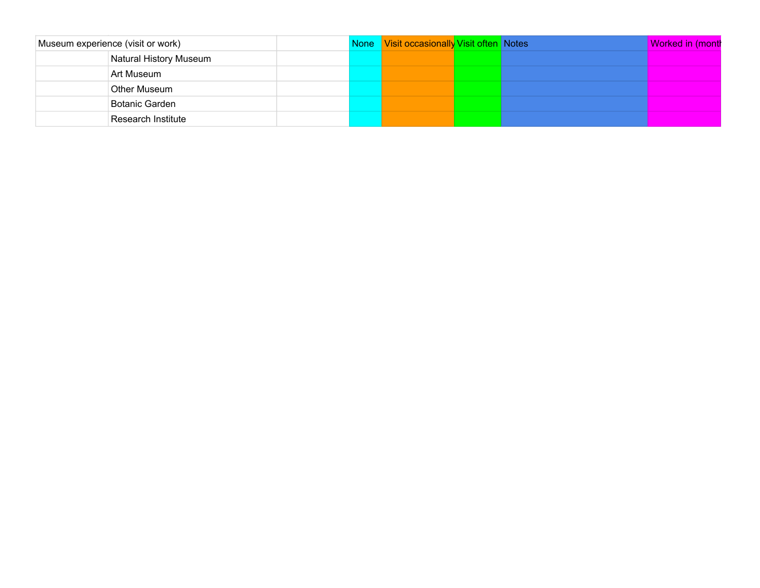| | | | | | | | |
|---|---|---|---|---|---|---|---|
| Museum experience (visit or work) | | | None | Visit occasionally | Visit often | Notes | Worked in (month |
| | Natural History Museum | | | | | | |
| | Art Museum | | | | | | |
| | Other Museum | | | | | | |
| | Botanic Garden | | | | | | |
| | Research Institute | | | | | | |